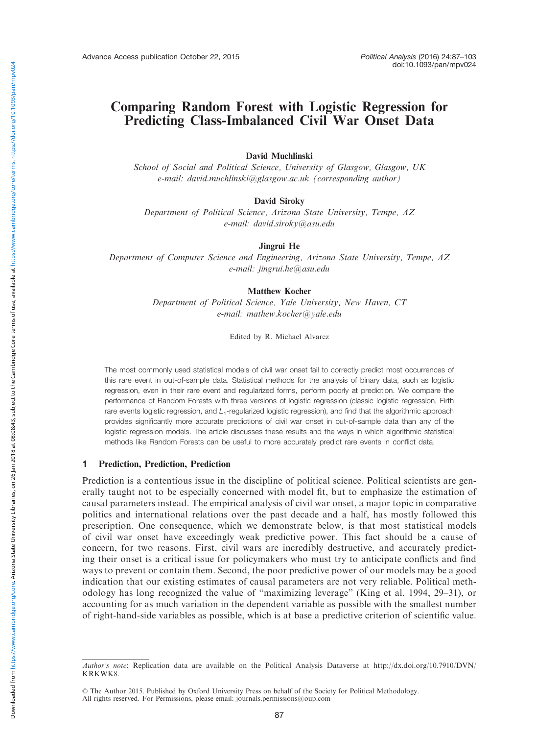# Comparing Random Forest with Logistic Regression for Predicting Class-Imbalanced Civil War Onset Data

**David Muchlinski**

*School of Social and Political Science, University of Glasgow, Glasgow, UK*
*e-mail: david.muchlinski@glasgow.ac.uk (corresponding author)*

**David Siroky**

*Department of Political Science, Arizona State University, Tempe, AZ*
*e-mail: david.siroky@asu.edu*

**Jingrui He**

*Department of Computer Science and Engineering, Arizona State University, Tempe, AZ*
*e-mail: jingrui.he@asu.edu*

**Matthew Kocher**

*Department of Political Science, Yale University, New Haven, CT*
*e-mail: mathew.kocher@yale.edu*

Edited by R. Michael Alvarez

The most commonly used statistical models of civil war onset fail to correctly predict most occurrences of this rare event in out-of-sample data. Statistical methods for the analysis of binary data, such as logistic regression, even in their rare event and regularized forms, perform poorly at prediction. We compare the performance of Random Forests with three versions of logistic regression (classic logistic regression, Firth rare events logistic regression, and $L_1$-regularized logistic regression), and find that the algorithmic approach provides significantly more accurate predictions of civil war onset in out-of-sample data than any of the logistic regression models. The article discusses these results and the ways in which algorithmic statistical methods like Random Forests can be useful to more accurately predict rare events in conflict data.

## 1 Prediction, Prediction, Prediction

Prediction is a contentious issue in the discipline of political science. Political scientists are generally taught not to be especially concerned with model fit, but to emphasize the estimation of causal parameters instead. The empirical analysis of civil war onset, a major topic in comparative politics and international relations over the past decade and a half, has mostly followed this prescription. One consequence, which we demonstrate below, is that most statistical models of civil war onset have exceedingly weak predictive power. This fact should be a cause of concern, for two reasons. First, civil wars are incredibly destructive, and accurately predicting their onset is a critical issue for policymakers who must try to anticipate conflicts and find ways to prevent or contain them. Second, the poor predictive power of our models may be a good indication that our existing estimates of causal parameters are not very reliable. Political methodology has long recognized the value of "maximizing leverage" (King et al. 1994, 29–31), or accounting for as much variation in the dependent variable as possible with the smallest number of right-hand-side variables as possible, which is at base a predictive criterion of scientific value.

*Author's note*: Replication data are available on the Political Analysis Dataverse at http://dx.doi.org/10.7910/DVN/KRKWK8.

© The Author 2015. Published by Oxford University Press on behalf of the Society for Political Methodology. All rights reserved. For Permissions, please email: journals.permissions@oup.com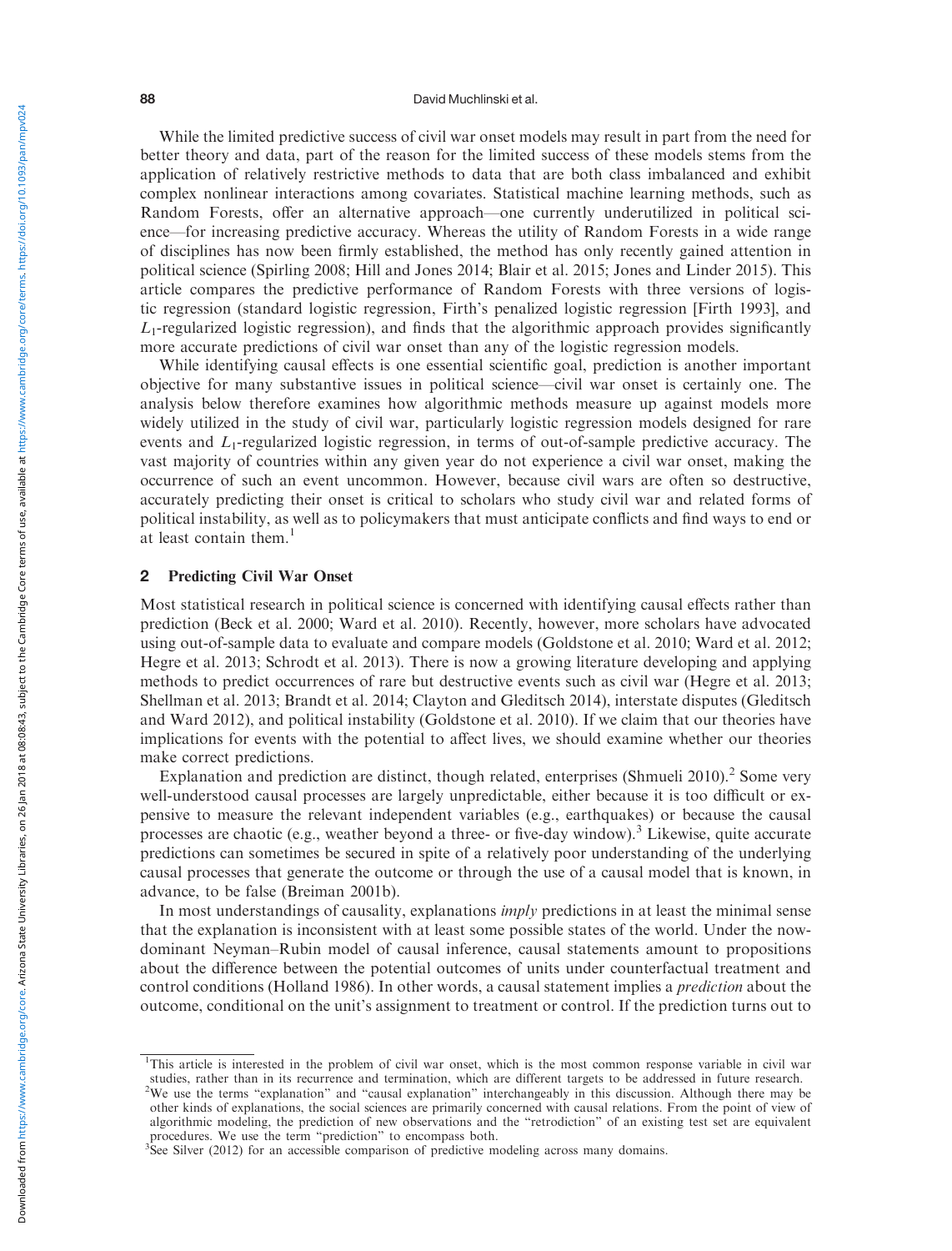While the limited predictive success of civil war onset models may result in part from the need for better theory and data, part of the reason for the limited success of these models stems from the application of relatively restrictive methods to data that are both class imbalanced and exhibit complex nonlinear interactions among covariates. Statistical machine learning methods, such as Random Forests, offer an alternative approach—one currently underutilized in political science—for increasing predictive accuracy. Whereas the utility of Random Forests in a wide range of disciplines has now been firmly established, the method has only recently gained attention in political science (Spirling 2008; Hill and Jones 2014; Blair et al. 2015; Jones and Linder 2015). This article compares the predictive performance of Random Forests with three versions of logistic regression (standard logistic regression, Firth's penalized logistic regression [Firth 1993], and $L_1$-regularized logistic regression), and finds that the algorithmic approach provides significantly more accurate predictions of civil war onset than any of the logistic regression models.

While identifying causal effects is one essential scientific goal, prediction is another important objective for many substantive issues in political science—civil war onset is certainly one. The analysis below therefore examines how algorithmic methods measure up against models more widely utilized in the study of civil war, particularly logistic regression models designed for rare events and $L_1$-regularized logistic regression, in terms of out-of-sample predictive accuracy. The vast majority of countries within any given year do not experience a civil war onset, making the occurrence of such an event uncommon. However, because civil wars are often so destructive, accurately predicting their onset is critical to scholars who study civil war and related forms of political instability, as well as to policymakers that must anticipate conflicts and find ways to end or at least contain them.[1]

## 2 Predicting Civil War Onset

Most statistical research in political science is concerned with identifying causal effects rather than prediction (Beck et al. 2000; Ward et al. 2010). Recently, however, more scholars have advocated using out-of-sample data to evaluate and compare models (Goldstone et al. 2010; Ward et al. 2012; Hegre et al. 2013; Schrodt et al. 2013). There is now a growing literature developing and applying methods to predict occurrences of rare but destructive events such as civil war (Hegre et al. 2013; Shellman et al. 2013; Brandt et al. 2014; Clayton and Gleditsch 2014), interstate disputes (Gleditsch and Ward 2012), and political instability (Goldstone et al. 2010). If we claim that our theories have implications for events with the potential to affect lives, we should examine whether our theories make correct predictions.

Explanation and prediction are distinct, though related, enterprises (Shmueli 2010).[2] Some very well-understood causal processes are largely unpredictable, either because it is too difficult or expensive to measure the relevant independent variables (e.g., earthquakes) or because the causal processes are chaotic (e.g., weather beyond a three- or five-day window).[3] Likewise, quite accurate predictions can sometimes be secured in spite of a relatively poor understanding of the underlying causal processes that generate the outcome or through the use of a causal model that is known, in advance, to be false (Breiman 2001b).

In most understandings of causality, explanations *imply* predictions in at least the minimal sense that the explanation is inconsistent with at least some possible states of the world. Under the now-dominant Neyman–Rubin model of causal inference, causal statements amount to propositions about the difference between the potential outcomes of units under counterfactual treatment and control conditions (Holland 1986). In other words, a causal statement implies a *prediction* about the outcome, conditional on the unit's assignment to treatment or control. If the prediction turns out to

[1] This article is interested in the problem of civil war onset, which is the most common response variable in civil war studies, rather than in its recurrence and termination, which are different targets to be addressed in future research.

[2] We use the terms "explanation" and "causal explanation" interchangeably in this discussion. Although there may be other kinds of explanations, the social sciences are primarily concerned with causal relations. From the point of view of algorithmic modeling, the prediction of new observations and the "retrodiction" of an existing test set are equivalent procedures. We use the term "prediction" to encompass both.

[3] See Silver (2012) for an accessible comparison of predictive modeling across many domains.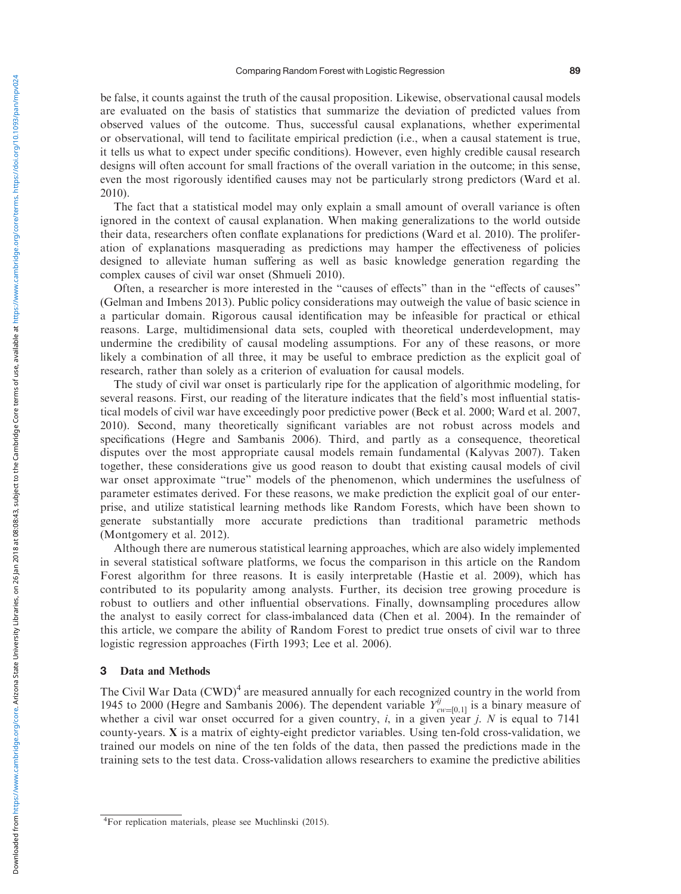be false, it counts against the truth of the causal proposition. Likewise, observational causal models are evaluated on the basis of statistics that summarize the deviation of predicted values from observed values of the outcome. Thus, successful causal explanations, whether experimental or observational, will tend to facilitate empirical prediction (i.e., when a causal statement is true, it tells us what to expect under specific conditions). However, even highly credible causal research designs will often account for small fractions of the overall variation in the outcome; in this sense, even the most rigorously identified causes may not be particularly strong predictors (Ward et al. 2010).

The fact that a statistical model may only explain a small amount of overall variance is often ignored in the context of causal explanation. When making generalizations to the world outside their data, researchers often conflate explanations for predictions (Ward et al. 2010). The proliferation of explanations masquerading as predictions may hamper the effectiveness of policies designed to alleviate human suffering as well as basic knowledge generation regarding the complex causes of civil war onset (Shmueli 2010).

Often, a researcher is more interested in the "causes of effects" than in the "effects of causes" (Gelman and Imbens 2013). Public policy considerations may outweigh the value of basic science in a particular domain. Rigorous causal identification may be infeasible for practical or ethical reasons. Large, multidimensional data sets, coupled with theoretical underdevelopment, may undermine the credibility of causal modeling assumptions. For any of these reasons, or more likely a combination of all three, it may be useful to embrace prediction as the explicit goal of research, rather than solely as a criterion of evaluation for causal models.

The study of civil war onset is particularly ripe for the application of algorithmic modeling, for several reasons. First, our reading of the literature indicates that the field's most influential statistical models of civil war have exceedingly poor predictive power (Beck et al. 2000; Ward et al. 2007, 2010). Second, many theoretically significant variables are not robust across models and specifications (Hegre and Sambanis 2006). Third, and partly as a consequence, theoretical disputes over the most appropriate causal models remain fundamental (Kalyvas 2007). Taken together, these considerations give us good reason to doubt that existing causal models of civil war onset approximate "true" models of the phenomenon, which undermines the usefulness of parameter estimates derived. For these reasons, we make prediction the explicit goal of our enterprise, and utilize statistical learning methods like Random Forests, which have been shown to generate substantially more accurate predictions than traditional parametric methods (Montgomery et al. 2012).

Although there are numerous statistical learning approaches, which are also widely implemented in several statistical software platforms, we focus the comparison in this article on the Random Forest algorithm for three reasons. It is easily interpretable (Hastie et al. 2009), which has contributed to its popularity among analysts. Further, its decision tree growing procedure is robust to outliers and other influential observations. Finally, downsampling procedures allow the analyst to easily correct for class-imbalanced data (Chen et al. 2004). In the remainder of this article, we compare the ability of Random Forest to predict true onsets of civil war to three logistic regression approaches (Firth 1993; Lee et al. 2006).

## 3 Data and Methods

The Civil War Data (CWD)[4] are measured annually for each recognized country in the world from 1945 to 2000 (Hegre and Sambanis 2006). The dependent variable $Y^{ij}_{cw=[0,1]}$ is a binary measure of whether a civil war onset occurred for a given country, $i$, in a given year $j$. $N$ is equal to 7141 county-years. **X** is a matrix of eighty-eight predictor variables. Using ten-fold cross-validation, we trained our models on nine of the ten folds of the data, then passed the predictions made in the training sets to the test data. Cross-validation allows researchers to examine the predictive abilities

[4]For replication materials, please see Muchlinski (2015).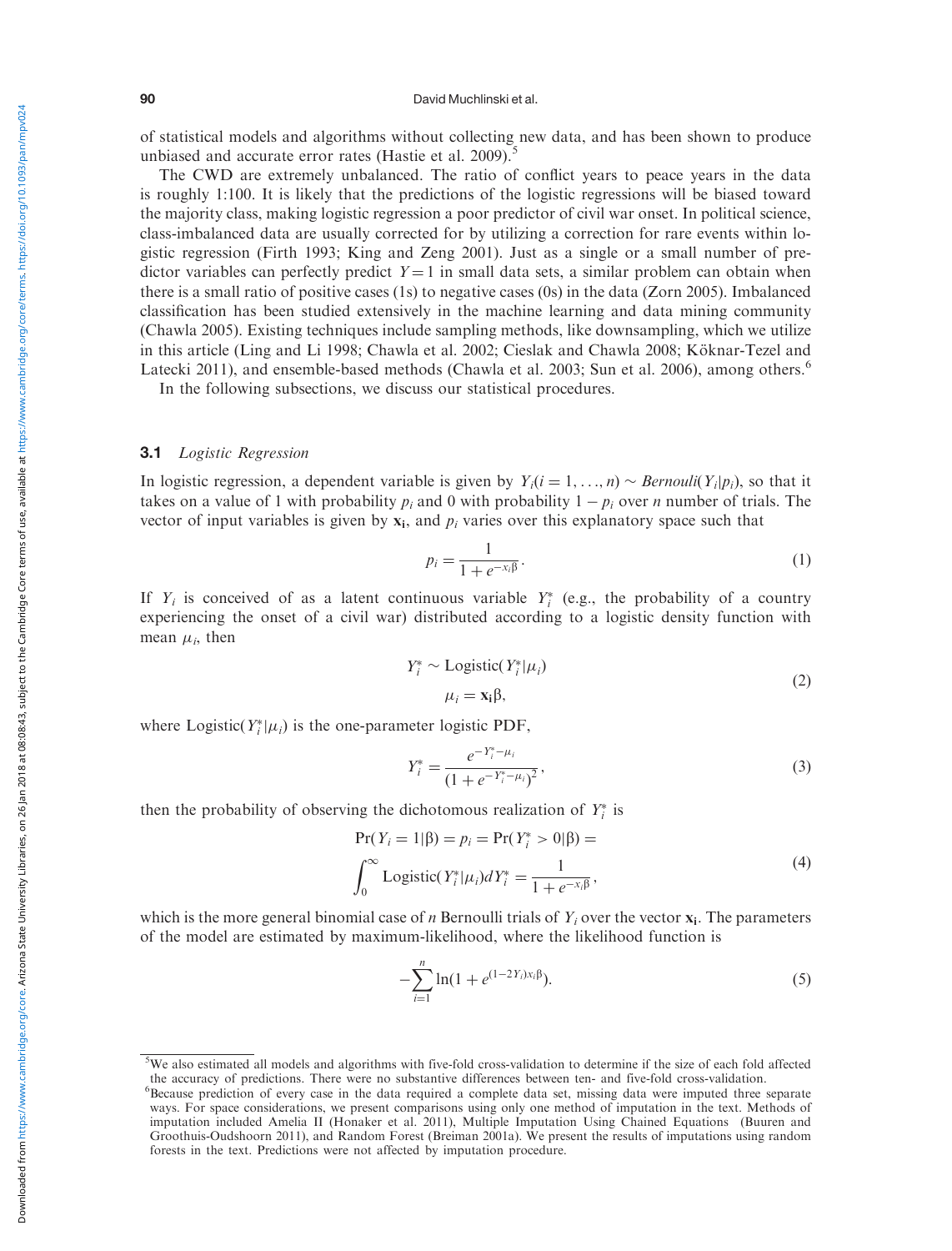of statistical models and algorithms without collecting new data, and has been shown to produce unbiased and accurate error rates (Hastie et al. 2009).[5]

The CWD are extremely unbalanced. The ratio of conflict years to peace years in the data is roughly 1:100. It is likely that the predictions of the logistic regressions will be biased toward the majority class, making logistic regression a poor predictor of civil war onset. In political science, class-imbalanced data are usually corrected for by utilizing a correction for rare events within logistic regression (Firth 1993; King and Zeng 2001). Just as a single or a small number of predictor variables can perfectly predict $Y = 1$ in small data sets, a similar problem can obtain when there is a small ratio of positive cases (1s) to negative cases (0s) in the data (Zorn 2005). Imbalanced classification has been studied extensively in the machine learning and data mining community (Chawla 2005). Existing techniques include sampling methods, like downsampling, which we utilize in this article (Ling and Li 1998; Chawla et al. 2002; Cieslak and Chawla 2008; Köknar-Tezel and Latecki 2011), and ensemble-based methods (Chawla et al. 2003; Sun et al. 2006), among others.[6]

In the following subsections, we discuss our statistical procedures.

### 3.1 *Logistic Regression*

In logistic regression, a dependent variable is given by $Y_i(i = 1, \ldots, n) \sim Bernouli(Y_i|p_i)$, so that it takes on a value of 1 with probability $p_i$ and 0 with probability $1 - p_i$ over $n$ number of trials. The vector of input variables is given by $\mathbf{x_i}$, and $p_i$ varies over this explanatory space such that

$$p_i = \frac{1}{1 + e^{-x_i \beta}}. \tag{1}$$

If $Y_i$ is conceived of as a latent continuous variable $Y_i^*$ (e.g., the probability of a country experiencing the onset of a civil war) distributed according to a logistic density function with mean $\mu_i$, then

$$\begin{aligned} Y_i^* &\sim \text{Logistic}(Y_i^*|\mu_i) \\ \mu_i &= \mathbf{x_i}\beta, \end{aligned} \tag{2}$$

where $\text{Logistic}(Y_i^*|\mu_i)$ is the one-parameter logistic PDF,

$$Y_i^* = \frac{e^{-Y_i^* - \mu_i}}{(1 + e^{-Y_i^* - \mu_i})^2}, \tag{3}$$

then the probability of observing the dichotomous realization of $Y_i^*$ is

$$\begin{aligned} &\Pr(Y_i = 1|\beta) = p_i = \Pr(Y_i^* > 0|\beta) = \\ &\int_0^\infty \text{Logistic}(Y_i^*|\mu_i) dY_i^* = \frac{1}{1 + e^{-x_i \beta}}, \end{aligned} \tag{4}$$

which is the more general binomial case of $n$ Bernoulli trials of $Y_i$ over the vector $\mathbf{x_i}$. The parameters of the model are estimated by maximum-likelihood, where the likelihood function is

$$-\sum_{i=1}^{n} \ln(1 + e^{(1-2Y_i)x_i \beta}). \tag{5}$$

[5] We also estimated all models and algorithms with five-fold cross-validation to determine if the size of each fold affected the accuracy of predictions. There were no substantive differences between ten- and five-fold cross-validation.

[6] Because prediction of every case in the data required a complete data set, missing data were imputed three separate ways. For space considerations, we present comparisons using only one method of imputation in the text. Methods of imputation included Amelia II (Honaker et al. 2011), Multiple Imputation Using Chained Equations (Buuren and Groothuis-Oudshoorn 2011), and Random Forest (Breiman 2001a). We present the results of imputations using random forests in the text. Predictions were not affected by imputation procedure.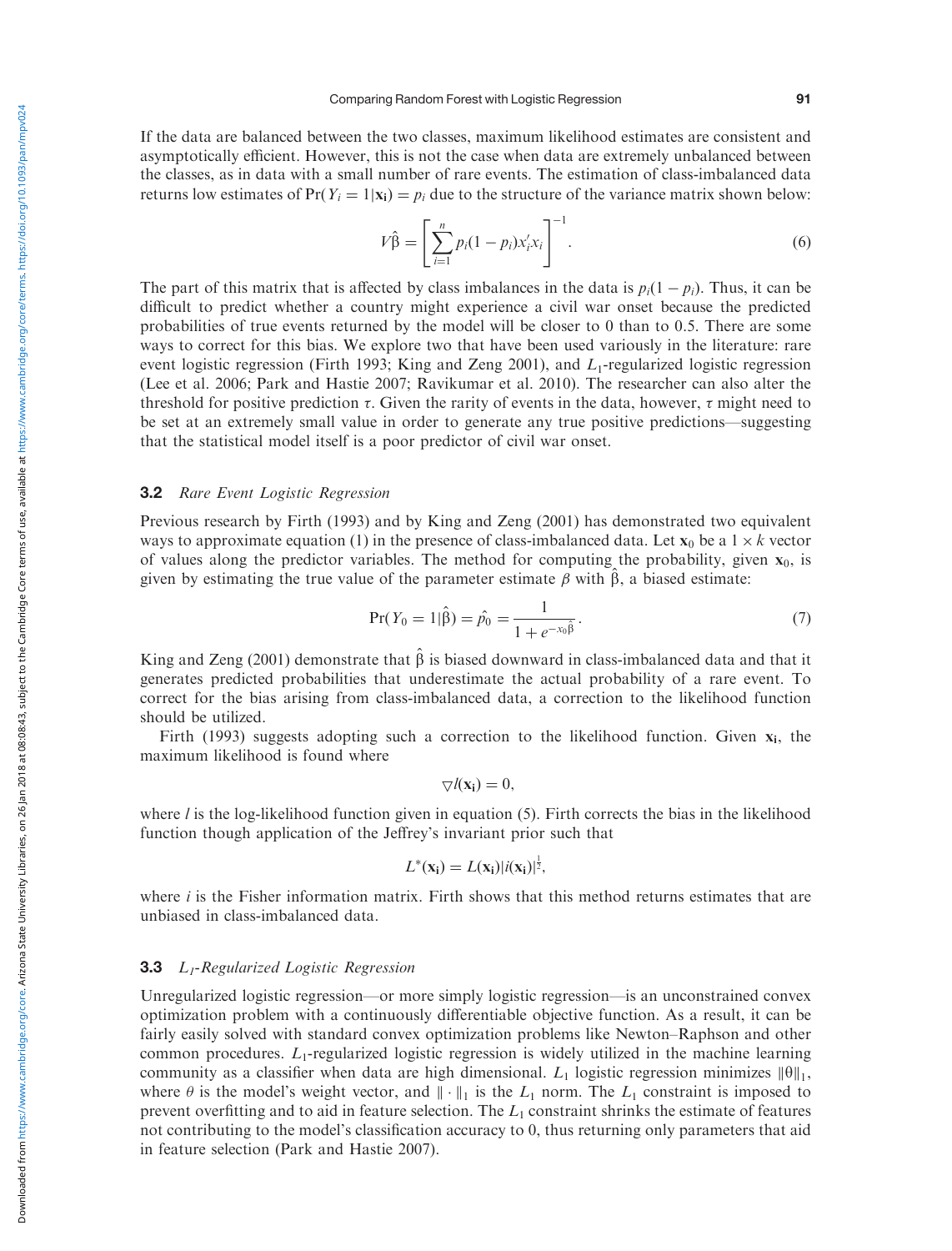If the data are balanced between the two classes, maximum likelihood estimates are consistent and asymptotically efficient. However, this is not the case when data are extremely unbalanced between the classes, as in data with a small number of rare events. The estimation of class-imbalanced data returns low estimates of $\Pr(Y_i = 1|\mathbf{x_i}) = p_i$ due to the structure of the variance matrix shown below:

$$V\hat{\beta} = \left[\sum_{i=1}^{n} p_i(1-p_i)x_i'x_i\right]^{-1}. \tag{6}$$

The part of this matrix that is affected by class imbalances in the data is $p_i(1 - p_i)$. Thus, it can be difficult to predict whether a country might experience a civil war onset because the predicted probabilities of true events returned by the model will be closer to 0 than to 0.5. There are some ways to correct for this bias. We explore two that have been used variously in the literature: rare event logistic regression (Firth 1993; King and Zeng 2001), and $L_1$-regularized logistic regression (Lee et al. 2006; Park and Hastie 2007; Ravikumar et al. 2010). The researcher can also alter the threshold for positive prediction $\tau$. Given the rarity of events in the data, however, $\tau$ might need to be set at an extremely small value in order to generate any true positive predictions—suggesting that the statistical model itself is a poor predictor of civil war onset.

### 3.2 *Rare Event Logistic Regression*

Previous research by Firth (1993) and by King and Zeng (2001) has demonstrated two equivalent ways to approximate equation (1) in the presence of class-imbalanced data. Let $\mathbf{x}_0$ be a $1 \times k$ vector of values along the predictor variables. The method for computing the probability, given $\mathbf{x}_0$, is given by estimating the true value of the parameter estimate $\beta$ with $\hat{\beta}$, a biased estimate:

$$\Pr(Y_0 = 1|\hat{\beta}) = \hat{p_0} = \frac{1}{1 + e^{-x_0\hat{\beta}}}. \tag{7}$$

King and Zeng (2001) demonstrate that $\hat{\beta}$ is biased downward in class-imbalanced data and that it generates predicted probabilities that underestimate the actual probability of a rare event. To correct for the bias arising from class-imbalanced data, a correction to the likelihood function should be utilized.

Firth (1993) suggests adopting such a correction to the likelihood function. Given $\mathbf{x_i}$, the maximum likelihood is found where

$$\triangledown l(\mathbf{x_i}) = 0,$$

where $l$ is the log-likelihood function given in equation (5). Firth corrects the bias in the likelihood function though application of the Jeffrey's invariant prior such that

$$L^*(\mathbf{x_i}) = L(\mathbf{x_i})|i(\mathbf{x_i})|^{\frac{1}{2}},$$

where $i$ is the Fisher information matrix. Firth shows that this method returns estimates that are unbiased in class-imbalanced data.

### 3.3 *$L_1$-Regularized Logistic Regression*

Unregularized logistic regression—or more simply logistic regression—is an unconstrained convex optimization problem with a continuously differentiable objective function. As a result, it can be fairly easily solved with standard convex optimization problems like Newton–Raphson and other common procedures. $L_1$-regularized logistic regression is widely utilized in the machine learning community as a classifier when data are high dimensional. $L_1$ logistic regression minimizes $\|\theta\|_1$, where $\theta$ is the model's weight vector, and $\|\cdot\|_1$ is the $L_1$ norm. The $L_1$ constraint is imposed to prevent overfitting and to aid in feature selection. The $L_1$ constraint shrinks the estimate of features not contributing to the model's classification accuracy to 0, thus returning only parameters that aid in feature selection (Park and Hastie 2007).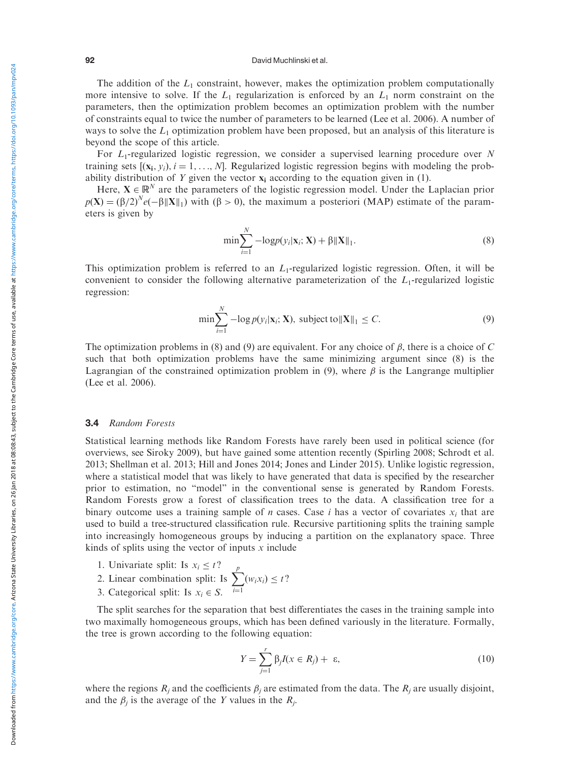The addition of the $L_1$ constraint, however, makes the optimization problem computationally more intensive to solve. If the $L_1$ regularization is enforced by an $L_1$ norm constraint on the parameters, then the optimization problem becomes an optimization problem with the number of constraints equal to twice the number of parameters to be learned (Lee et al. 2006). A number of ways to solve the $L_1$ optimization problem have been proposed, but an analysis of this literature is beyond the scope of this article.

For $L_1$-regularized logistic regression, we consider a supervised learning procedure over $N$ training sets $[(\mathbf{x_i}, y_i), i = 1, \ldots, N]$. Regularized logistic regression begins with modeling the probability distribution of $Y$ given the vector $\mathbf{x_i}$ according to the equation given in (1).

Here, $\mathbf{X} \in \mathbb{R}^N$ are the parameters of the logistic regression model. Under the Laplacian prior $p(\mathbf{X}) = (\beta/2)^N e(-\beta\|\mathbf{X}\|_1)$ with $(\beta > 0)$, the maximum a posteriori (MAP) estimate of the parameters is given by

$$\min \sum_{i=1}^{N} -\log p(y_i|\mathbf{x}_i; \mathbf{X}) + \beta\|\mathbf{X}\|_1. \tag{8}$$

This optimization problem is referred to an $L_1$-regularized logistic regression. Often, it will be convenient to consider the following alternative parameterization of the $L_1$-regularized logistic regression:

$$\min \sum_{i=1}^{N} -\log p(y_i|\mathbf{x}_i; \mathbf{X}), \text{ subject to} \|\mathbf{X}\|_1 \leq C. \tag{9}$$

The optimization problems in (8) and (9) are equivalent. For any choice of $\beta$, there is a choice of $C$ such that both optimization problems have the same minimizing argument since (8) is the Lagrangian of the constrained optimization problem in (9), where $\beta$ is the Langrange multiplier (Lee et al. 2006).

### 3.4 *Random Forests*

Statistical learning methods like Random Forests have rarely been used in political science (for overviews, see Siroky 2009), but have gained some attention recently (Spirling 2008; Schrodt et al. 2013; Shellman et al. 2013; Hill and Jones 2014; Jones and Linder 2015). Unlike logistic regression, where a statistical model that was likely to have generated that data is specified by the researcher prior to estimation, no "model" in the conventional sense is generated by Random Forests. Random Forests grow a forest of classification trees to the data. A classification tree for a binary outcome uses a training sample of $n$ cases. Case $i$ has a vector of covariates $x_i$ that are used to build a tree-structured classification rule. Recursive partitioning splits the training sample into increasingly homogeneous groups by inducing a partition on the explanatory space. Three kinds of splits using the vector of inputs $x$ include

1. Univariate split: Is $x_i \leq t$?
2. Linear combination split: Is $\sum_{i=1}^{p}(w_i x_i) \leq t$?
3. Categorical split: Is $x_i \in S$.

The split searches for the separation that best differentiates the cases in the training sample into two maximally homogeneous groups, which has been defined variously in the literature. Formally, the tree is grown according to the following equation:

$$Y = \sum_{j=1}^{r} \beta_j I(x \in R_j) + \varepsilon, \tag{10}$$

where the regions $R_j$ and the coefficients $\beta_j$ are estimated from the data. The $R_j$ are usually disjoint, and the $\beta_j$ is the average of the $Y$ values in the $R_j$.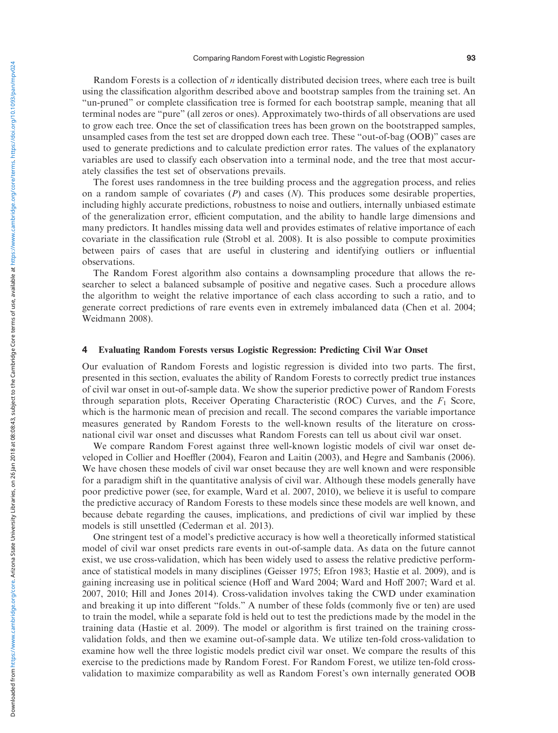Random Forests is a collection of $n$ identically distributed decision trees, where each tree is built using the classification algorithm described above and bootstrap samples from the training set. An "un-pruned" or complete classification tree is formed for each bootstrap sample, meaning that all terminal nodes are "pure" (all zeros or ones). Approximately two-thirds of all observations are used to grow each tree. Once the set of classification trees has been grown on the bootstrapped samples, unsampled cases from the test set are dropped down each tree. These "out-of-bag (OOB)" cases are used to generate predictions and to calculate prediction error rates. The values of the explanatory variables are used to classify each observation into a terminal node, and the tree that most accurately classifies the test set of observations prevails.

The forest uses randomness in the tree building process and the aggregation process, and relies on a random sample of covariates ($P$) and cases ($N$). This produces some desirable properties, including highly accurate predictions, robustness to noise and outliers, internally unbiased estimate of the generalization error, efficient computation, and the ability to handle large dimensions and many predictors. It handles missing data well and provides estimates of relative importance of each covariate in the classification rule (Strobl et al. 2008). It is also possible to compute proximities between pairs of cases that are useful in clustering and identifying outliers or influential observations.

The Random Forest algorithm also contains a downsampling procedure that allows the researcher to select a balanced subsample of positive and negative cases. Such a procedure allows the algorithm to weight the relative importance of each class according to such a ratio, and to generate correct predictions of rare events even in extremely imbalanced data (Chen et al. 2004; Weidmann 2008).

## 4 Evaluating Random Forests versus Logistic Regression: Predicting Civil War Onset

Our evaluation of Random Forests and logistic regression is divided into two parts. The first, presented in this section, evaluates the ability of Random Forests to correctly predict true instances of civil war onset in out-of-sample data. We show the superior predictive power of Random Forests through separation plots, Receiver Operating Characteristic (ROC) Curves, and the $F_1$ Score, which is the harmonic mean of precision and recall. The second compares the variable importance measures generated by Random Forests to the well-known results of the literature on cross-national civil war onset and discusses what Random Forests can tell us about civil war onset.

We compare Random Forest against three well-known logistic models of civil war onset developed in Collier and Hoeffler (2004), Fearon and Laitin (2003), and Hegre and Sambanis (2006). We have chosen these models of civil war onset because they are well known and were responsible for a paradigm shift in the quantitative analysis of civil war. Although these models generally have poor predictive power (see, for example, Ward et al. 2007, 2010), we believe it is useful to compare the predictive accuracy of Random Forests to these models since these models are well known, and because debate regarding the causes, implications, and predictions of civil war implied by these models is still unsettled (Cederman et al. 2013).

One stringent test of a model's predictive accuracy is how well a theoretically informed statistical model of civil war onset predicts rare events in out-of-sample data. As data on the future cannot exist, we use cross-validation, which has been widely used to assess the relative predictive performance of statistical models in many disciplines (Geisser 1975; Efron 1983; Hastie et al. 2009), and is gaining increasing use in political science (Hoff and Ward 2004; Ward and Hoff 2007; Ward et al. 2007, 2010; Hill and Jones 2014). Cross-validation involves taking the CWD under examination and breaking it up into different "folds." A number of these folds (commonly five or ten) are used to train the model, while a separate fold is held out to test the predictions made by the model in the training data (Hastie et al. 2009). The model or algorithm is first trained on the training cross-validation folds, and then we examine out-of-sample data. We utilize ten-fold cross-validation to examine how well the three logistic models predict civil war onset. We compare the results of this exercise to the predictions made by Random Forest. For Random Forest, we utilize ten-fold cross-validation to maximize comparability as well as Random Forest's own internally generated OOB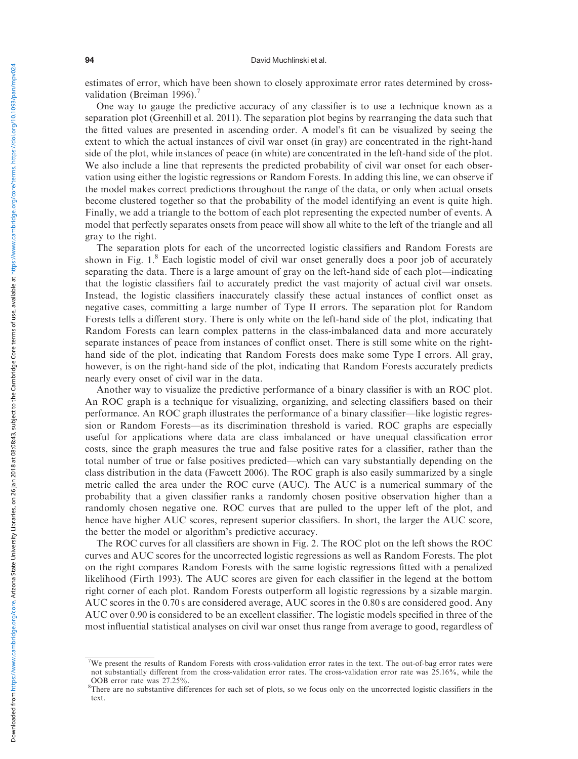estimates of error, which have been shown to closely approximate error rates determined by cross-validation (Breiman 1996).[7]

One way to gauge the predictive accuracy of any classifier is to use a technique known as a separation plot (Greenhill et al. 2011). The separation plot begins by rearranging the data such that the fitted values are presented in ascending order. A model's fit can be visualized by seeing the extent to which the actual instances of civil war onset (in gray) are concentrated in the right-hand side of the plot, while instances of peace (in white) are concentrated in the left-hand side of the plot. We also include a line that represents the predicted probability of civil war onset for each observation using either the logistic regressions or Random Forests. In adding this line, we can observe if the model makes correct predictions throughout the range of the data, or only when actual onsets become clustered together so that the probability of the model identifying an event is quite high. Finally, we add a triangle to the bottom of each plot representing the expected number of events. A model that perfectly separates onsets from peace will show all white to the left of the triangle and all gray to the right.

The separation plots for each of the uncorrected logistic classifiers and Random Forests are shown in Fig. 1.[8] Each logistic model of civil war onset generally does a poor job of accurately separating the data. There is a large amount of gray on the left-hand side of each plot—indicating that the logistic classifiers fail to accurately predict the vast majority of actual civil war onsets. Instead, the logistic classifiers inaccurately classify these actual instances of conflict onset as negative cases, committing a large number of Type II errors. The separation plot for Random Forests tells a different story. There is only white on the left-hand side of the plot, indicating that Random Forests can learn complex patterns in the class-imbalanced data and more accurately separate instances of peace from instances of conflict onset. There is still some white on the right-hand side of the plot, indicating that Random Forests does make some Type I errors. All gray, however, is on the right-hand side of the plot, indicating that Random Forests accurately predicts nearly every onset of civil war in the data.

Another way to visualize the predictive performance of a binary classifier is with an ROC plot. An ROC graph is a technique for visualizing, organizing, and selecting classifiers based on their performance. An ROC graph illustrates the performance of a binary classifier—like logistic regression or Random Forests—as its discrimination threshold is varied. ROC graphs are especially useful for applications where data are class imbalanced or have unequal classification error costs, since the graph measures the true and false positive rates for a classifier, rather than the total number of true or false positives predicted—which can vary substantially depending on the class distribution in the data (Fawcett 2006). The ROC graph is also easily summarized by a single metric called the area under the ROC curve (AUC). The AUC is a numerical summary of the probability that a given classifier ranks a randomly chosen positive observation higher than a randomly chosen negative one. ROC curves that are pulled to the upper left of the plot, and hence have higher AUC scores, represent superior classifiers. In short, the larger the AUC score, the better the model or algorithm's predictive accuracy.

The ROC curves for all classifiers are shown in Fig. 2. The ROC plot on the left shows the ROC curves and AUC scores for the uncorrected logistic regressions as well as Random Forests. The plot on the right compares Random Forests with the same logistic regressions fitted with a penalized likelihood (Firth 1993). The AUC scores are given for each classifier in the legend at the bottom right corner of each plot. Random Forests outperform all logistic regressions by a sizable margin. AUC scores in the 0.70 s are considered average, AUC scores in the 0.80 s are considered good. Any AUC over 0.90 is considered to be an excellent classifier. The logistic models specified in three of the most influential statistical analyses on civil war onset thus range from average to good, regardless of

[7]We present the results of Random Forests with cross-validation error rates in the text. The out-of-bag error rates were not substantially different from the cross-validation error rates. The cross-validation error rate was 25.16%, while the OOB error rate was 27.25%.

[8]There are no substantive differences for each set of plots, so we focus only on the uncorrected logistic classifiers in the text.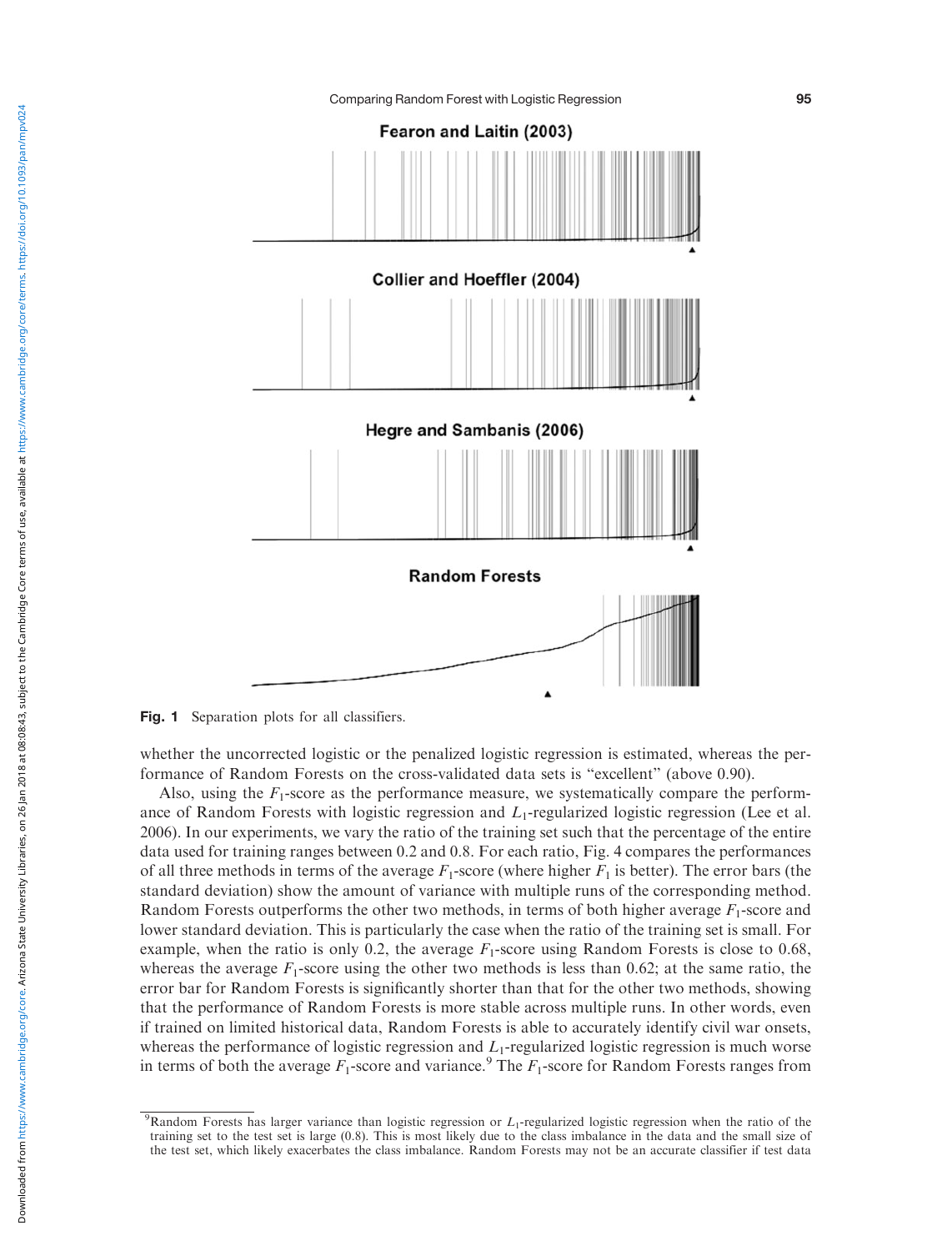Fig. 1 Separation plots for all classifiers.

whether the uncorrected logistic or the penalized logistic regression is estimated, whereas the performance of Random Forests on the cross-validated data sets is "excellent" (above 0.90).

Also, using the $F_1$-score as the performance measure, we systematically compare the performance of Random Forests with logistic regression and $L_1$-regularized logistic regression (Lee et al. 2006). In our experiments, we vary the ratio of the training set such that the percentage of the entire data used for training ranges between 0.2 and 0.8. For each ratio, Fig. 4 compares the performances of all three methods in terms of the average $F_1$-score (where higher $F_1$ is better). The error bars (the standard deviation) show the amount of variance with multiple runs of the corresponding method. Random Forests outperforms the other two methods, in terms of both higher average $F_1$-score and lower standard deviation. This is particularly the case when the ratio of the training set is small. For example, when the ratio is only 0.2, the average $F_1$-score using Random Forests is close to 0.68, whereas the average $F_1$-score using the other two methods is less than 0.62; at the same ratio, the error bar for Random Forests is significantly shorter than that for the other two methods, showing that the performance of Random Forests is more stable across multiple runs. In other words, even if trained on limited historical data, Random Forests is able to accurately identify civil war onsets, whereas the performance of logistic regression and $L_1$-regularized logistic regression is much worse in terms of both the average $F_1$-score and variance.[9] The $F_1$-score for Random Forests ranges from

[9]Random Forests has larger variance than logistic regression or $L_1$-regularized logistic regression when the ratio of the training set to the test set is large (0.8). This is most likely due to the class imbalance in the data and the small size of the test set, which likely exacerbates the class imbalance. Random Forests may not be an accurate classifier if test data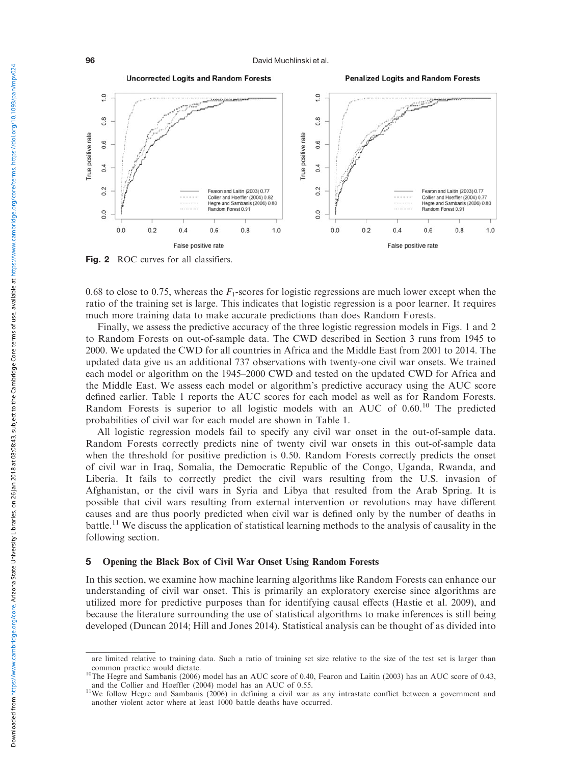Fig. 2 ROC curves for all classifiers.

0.68 to close to 0.75, whereas the $F_1$-scores for logistic regressions are much lower except when the ratio of the training set is large. This indicates that logistic regression is a poor learner. It requires much more training data to make accurate predictions than does Random Forests.

Finally, we assess the predictive accuracy of the three logistic regression models in Figs. 1 and 2 to Random Forests on out-of-sample data. The CWD described in Section 3 runs from 1945 to 2000. We updated the CWD for all countries in Africa and the Middle East from 2001 to 2014. The updated data give us an additional 737 observations with twenty-one civil war onsets. We trained each model or algorithm on the 1945–2000 CWD and tested on the updated CWD for Africa and the Middle East. We assess each model or algorithm's predictive accuracy using the AUC score defined earlier. Table 1 reports the AUC scores for each model as well as for Random Forests. Random Forests is superior to all logistic models with an AUC of 0.60.[10] The predicted probabilities of civil war for each model are shown in Table 1.

All logistic regression models fail to specify any civil war onset in the out-of-sample data. Random Forests correctly predicts nine of twenty civil war onsets in this out-of-sample data when the threshold for positive prediction is 0.50. Random Forests correctly predicts the onset of civil war in Iraq, Somalia, the Democratic Republic of the Congo, Uganda, Rwanda, and Liberia. It fails to correctly predict the civil wars resulting from the U.S. invasion of Afghanistan, or the civil wars in Syria and Libya that resulted from the Arab Spring. It is possible that civil wars resulting from external intervention or revolutions may have different causes and are thus poorly predicted when civil war is defined only by the number of deaths in battle.[11] We discuss the application of statistical learning methods to the analysis of causality in the following section.

## 5 Opening the Black Box of Civil War Onset Using Random Forests

In this section, we examine how machine learning algorithms like Random Forests can enhance our understanding of civil war onset. This is primarily an exploratory exercise since algorithms are utilized more for predictive purposes than for identifying causal effects (Hastie et al. 2009), and because the literature surrounding the use of statistical algorithms to make inferences is still being developed (Duncan 2014; Hill and Jones 2014). Statistical analysis can be thought of as divided into

---

are limited relative to training data. Such a ratio of training set size relative to the size of the test set is larger than common practice would dictate.

[10] The Hegre and Sambanis (2006) model has an AUC score of 0.40, Fearon and Laitin (2003) has an AUC score of 0.43, and the Collier and Hoeffler (2004) model has an AUC of 0.55.

[11] We follow Hegre and Sambanis (2006) in defining a civil war as any intrastate conflict between a government and another violent actor where at least 1000 battle deaths have occurred.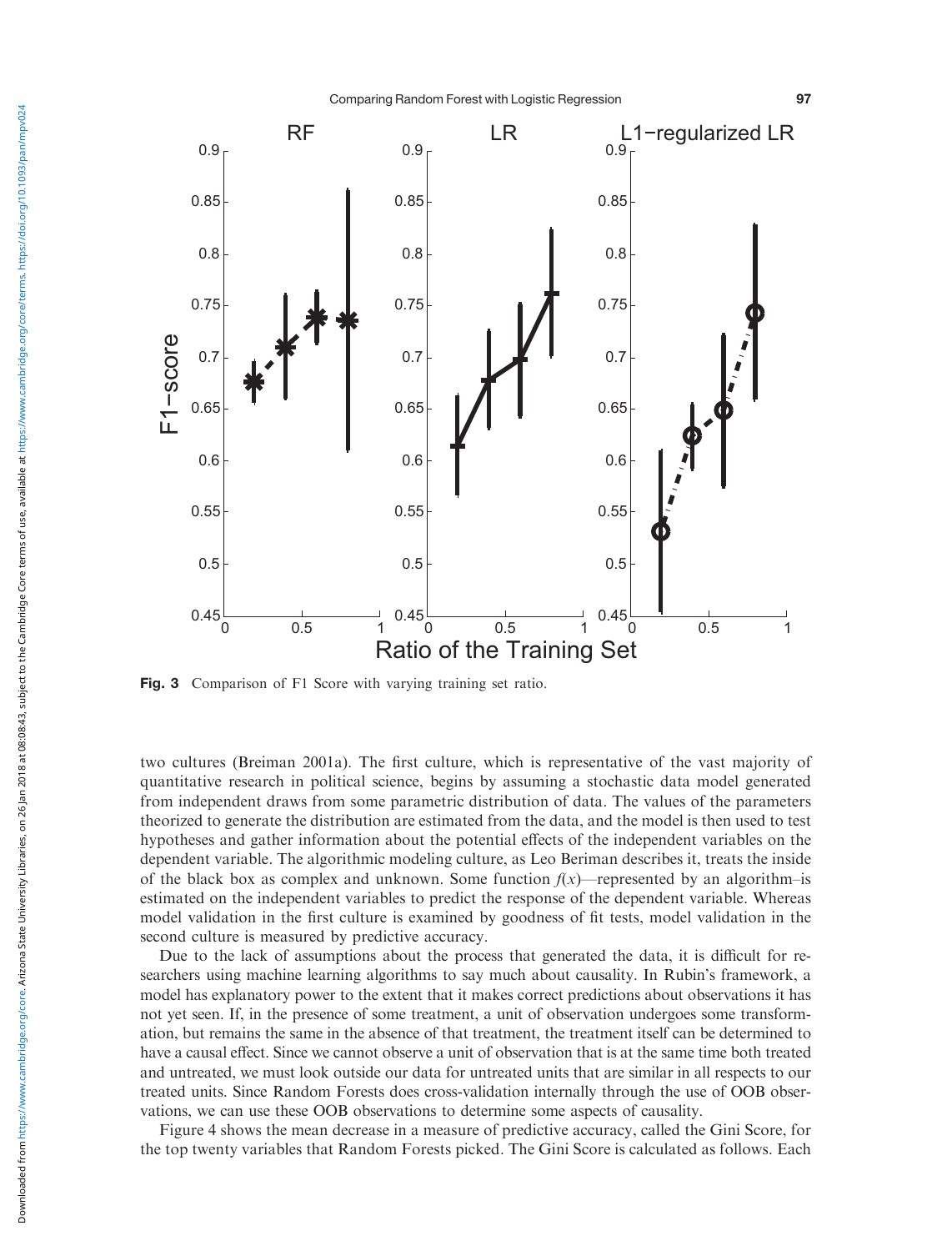RF

LR

L1−regularized LR

F1−score

0.9
0.85
0.8
0.75
0.7
0.65
0.6
0.55
0.5
0.45

0 0.5 1

Ratio of the Training Set

**Fig. 3** Comparison of F1 Score with varying training set ratio.

two cultures (Breiman 2001a). The first culture, which is representative of the vast majority of quantitative research in political science, begins by assuming a stochastic data model generated from independent draws from some parametric distribution of data. The values of the parameters theorized to generate the distribution are estimated from the data, and the model is then used to test hypotheses and gather information about the potential effects of the independent variables on the dependent variable. The algorithmic modeling culture, as Leo Beriman describes it, treats the inside of the black box as complex and unknown. Some function $f(x)$—represented by an algorithm–is estimated on the independent variables to predict the response of the dependent variable. Whereas model validation in the first culture is examined by goodness of fit tests, model validation in the second culture is measured by predictive accuracy.

Due to the lack of assumptions about the process that generated the data, it is difficult for researchers using machine learning algorithms to say much about causality. In Rubin's framework, a model has explanatory power to the extent that it makes correct predictions about observations it has not yet seen. If, in the presence of some treatment, a unit of observation undergoes some transformation, but remains the same in the absence of that treatment, the treatment itself can be determined to have a causal effect. Since we cannot observe a unit of observation that is at the same time both treated and untreated, we must look outside our data for untreated units that are similar in all respects to our treated units. Since Random Forests does cross-validation internally through the use of OOB observations, we can use these OOB observations to determine some aspects of causality.

Figure 4 shows the mean decrease in a measure of predictive accuracy, called the Gini Score, for the top twenty variables that Random Forests picked. The Gini Score is calculated as follows. Each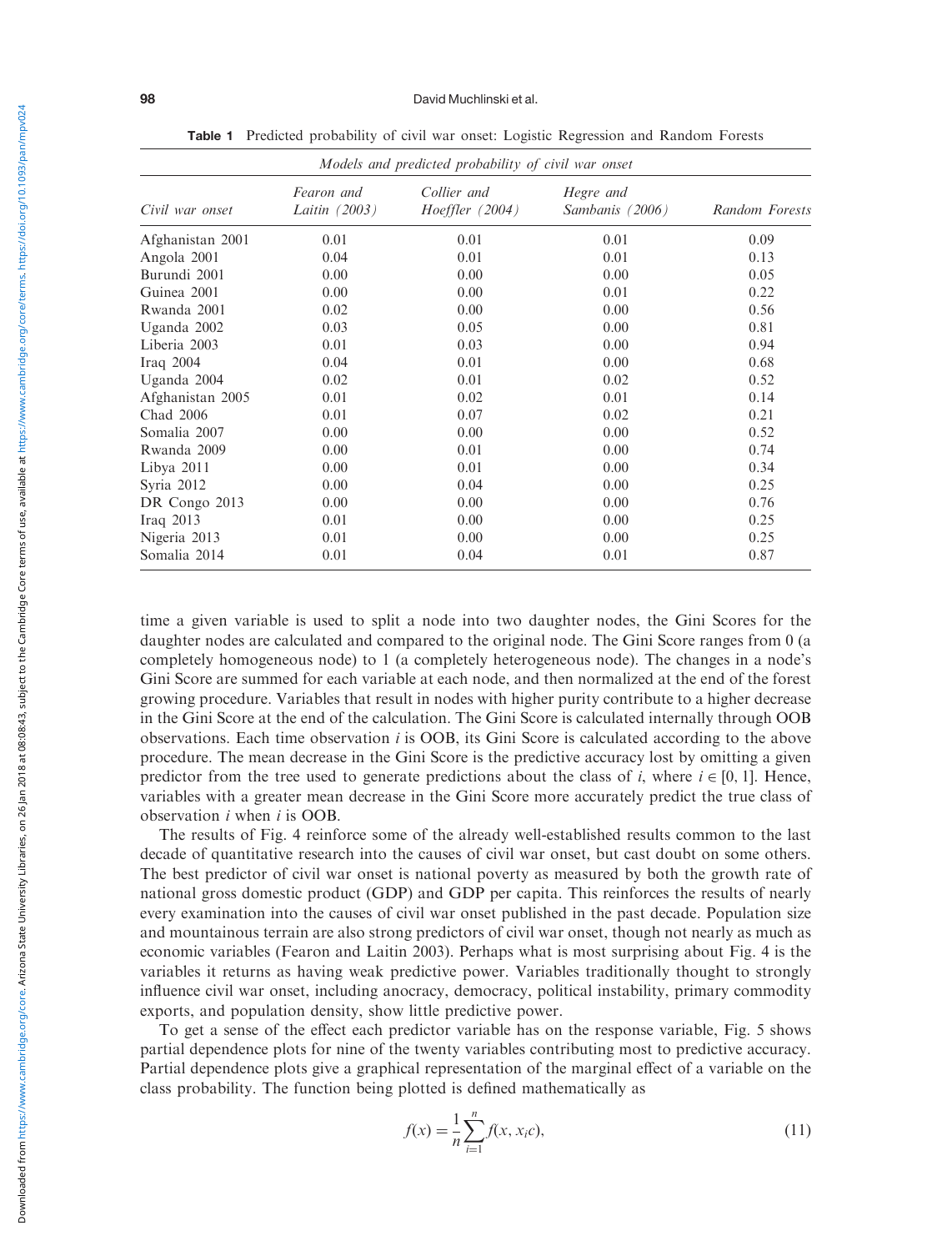**Table 1** Predicted probability of civil war onset: Logistic Regression and Random Forests

| | *Models and predicted probability of civil war onset* | | | |
|---|---|---|---|---|
| *Civil war onset* | *Fearon and Laitin (2003)* | *Collier and Hoeffler (2004)* | *Hegre and Sambanis (2006)* | *Random Forests* |
| Afghanistan 2001 | 0.01 | 0.01 | 0.01 | 0.09 |
| Angola 2001 | 0.04 | 0.01 | 0.01 | 0.13 |
| Burundi 2001 | 0.00 | 0.00 | 0.00 | 0.05 |
| Guinea 2001 | 0.00 | 0.00 | 0.01 | 0.22 |
| Rwanda 2001 | 0.02 | 0.00 | 0.00 | 0.56 |
| Uganda 2002 | 0.03 | 0.05 | 0.00 | 0.81 |
| Liberia 2003 | 0.01 | 0.03 | 0.00 | 0.94 |
| Iraq 2004 | 0.04 | 0.01 | 0.00 | 0.68 |
| Uganda 2004 | 0.02 | 0.01 | 0.02 | 0.52 |
| Afghanistan 2005 | 0.01 | 0.02 | 0.01 | 0.14 |
| Chad 2006 | 0.01 | 0.07 | 0.02 | 0.21 |
| Somalia 2007 | 0.00 | 0.00 | 0.00 | 0.52 |
| Rwanda 2009 | 0.00 | 0.01 | 0.00 | 0.74 |
| Libya 2011 | 0.00 | 0.01 | 0.00 | 0.34 |
| Syria 2012 | 0.00 | 0.04 | 0.00 | 0.25 |
| DR Congo 2013 | 0.00 | 0.00 | 0.00 | 0.76 |
| Iraq 2013 | 0.01 | 0.00 | 0.00 | 0.25 |
| Nigeria 2013 | 0.01 | 0.00 | 0.00 | 0.25 |
| Somalia 2014 | 0.01 | 0.04 | 0.01 | 0.87 |

time a given variable is used to split a node into two daughter nodes, the Gini Scores for the daughter nodes are calculated and compared to the original node. The Gini Score ranges from 0 (a completely homogeneous node) to 1 (a completely heterogeneous node). The changes in a node's Gini Score are summed for each variable at each node, and then normalized at the end of the forest growing procedure. Variables that result in nodes with higher purity contribute to a higher decrease in the Gini Score at the end of the calculation. The Gini Score is calculated internally through OOB observations. Each time observation $i$ is OOB, its Gini Score is calculated according to the above procedure. The mean decrease in the Gini Score is the predictive accuracy lost by omitting a given predictor from the tree used to generate predictions about the class of $i$, where $i \in [0, 1]$. Hence, variables with a greater mean decrease in the Gini Score more accurately predict the true class of observation $i$ when $i$ is OOB.

The results of Fig. 4 reinforce some of the already well-established results common to the last decade of quantitative research into the causes of civil war onset, but cast doubt on some others. The best predictor of civil war onset is national poverty as measured by both the growth rate of national gross domestic product (GDP) and GDP per capita. This reinforces the results of nearly every examination into the causes of civil war onset published in the past decade. Population size and mountainous terrain are also strong predictors of civil war onset, though not nearly as much as economic variables (Fearon and Laitin 2003). Perhaps what is most surprising about Fig. 4 is the variables it returns as having weak predictive power. Variables traditionally thought to strongly influence civil war onset, including anocracy, democracy, political instability, primary commodity exports, and population density, show little predictive power.

To get a sense of the effect each predictor variable has on the response variable, Fig. 5 shows partial dependence plots for nine of the twenty variables contributing most to predictive accuracy. Partial dependence plots give a graphical representation of the marginal effect of a variable on the class probability. The function being plotted is defined mathematically as

$$f(x) = \frac{1}{n} \sum_{i=1}^{n} f(x, x_i c), \tag{11}$$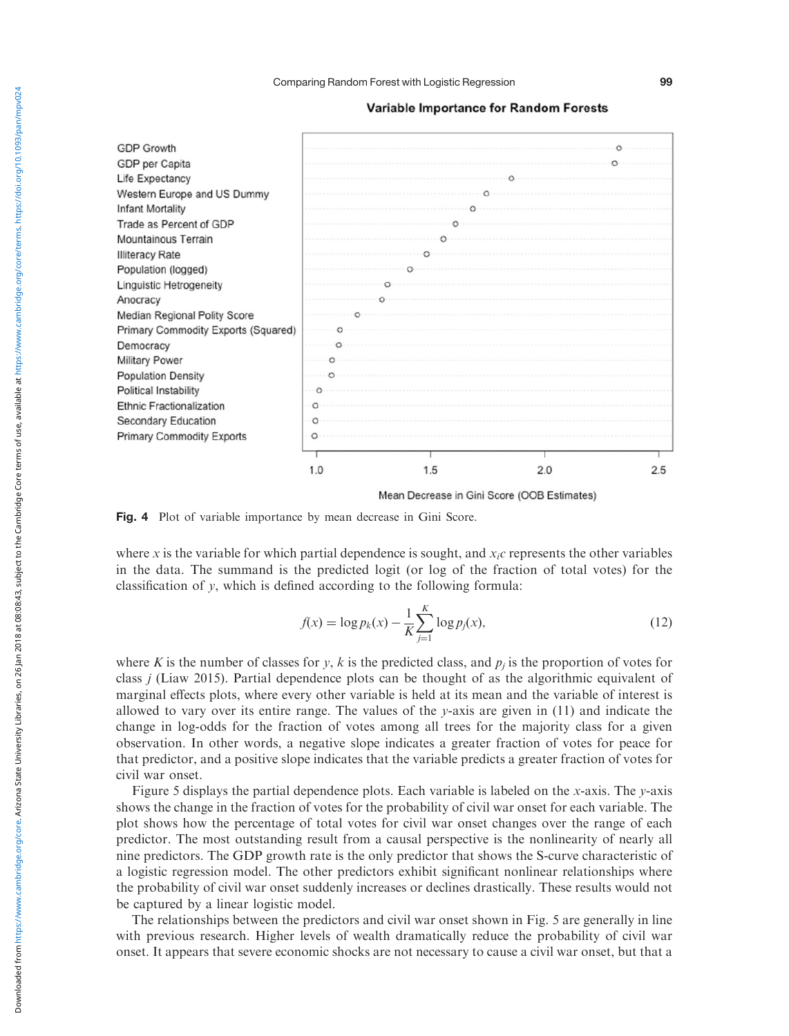**Fig. 4** Plot of variable importance by mean decrease in Gini Score.

where $x$ is the variable for which partial dependence is sought, and $x_{ic}$ represents the other variables in the data. The summand is the predicted logit (or log of the fraction of total votes) for the classification of $y$, which is defined according to the following formula:

$$f(x) = \log p_k(x) - \frac{1}{K}\sum_{j=1}^{K} \log p_j(x), \tag{12}$$

where $K$ is the number of classes for $y$, $k$ is the predicted class, and $p_j$ is the proportion of votes for class $j$ (Liaw 2015). Partial dependence plots can be thought of as the algorithmic equivalent of marginal effects plots, where every other variable is held at its mean and the variable of interest is allowed to vary over its entire range. The values of the $y$-axis are given in (11) and indicate the change in log-odds for the fraction of votes among all trees for the majority class for a given observation. In other words, a negative slope indicates a greater fraction of votes for peace for that predictor, and a positive slope indicates that the variable predicts a greater fraction of votes for civil war onset.

Figure 5 displays the partial dependence plots. Each variable is labeled on the $x$-axis. The $y$-axis shows the change in the fraction of votes for the probability of civil war onset for each variable. The plot shows how the percentage of total votes for civil war onset changes over the range of each predictor. The most outstanding result from a causal perspective is the nonlinearity of nearly all nine predictors. The GDP growth rate is the only predictor that shows the S-curve characteristic of a logistic regression model. The other predictors exhibit significant nonlinear relationships where the probability of civil war onset suddenly increases or declines drastically. These results would not be captured by a linear logistic model.

The relationships between the predictors and civil war onset shown in Fig. 5 are generally in line with previous research. Higher levels of wealth dramatically reduce the probability of civil war onset. It appears that severe economic shocks are not necessary to cause a civil war onset, but that a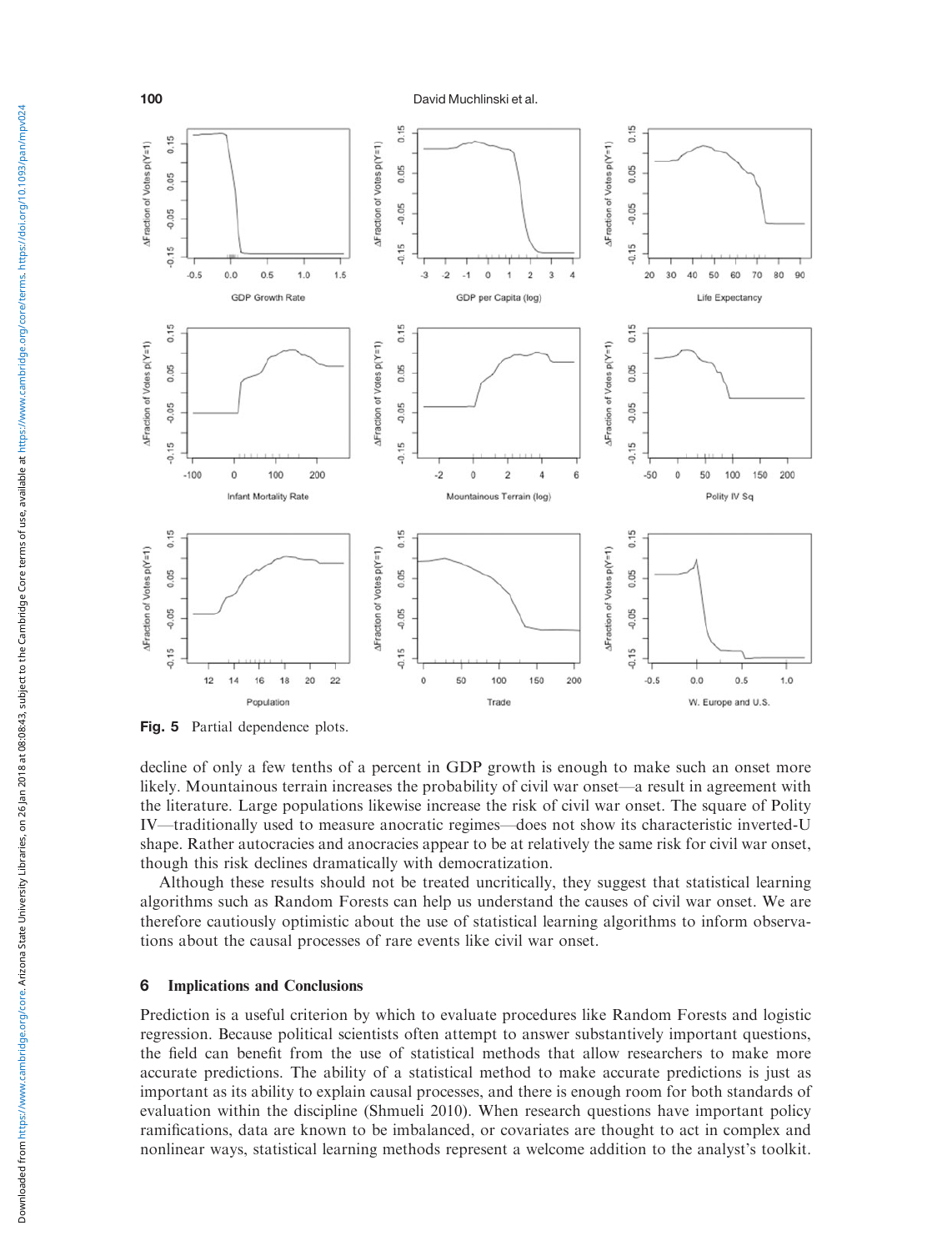Fig. 5 Partial dependence plots.

decline of only a few tenths of a percent in GDP growth is enough to make such an onset more likely. Mountainous terrain increases the probability of civil war onset—a result in agreement with the literature. Large populations likewise increase the risk of civil war onset. The square of Polity IV—traditionally used to measure anocratic regimes—does not show its characteristic inverted-U shape. Rather autocracies and anocracies appear to be at relatively the same risk for civil war onset, though this risk declines dramatically with democratization.

Although these results should not be treated uncritically, they suggest that statistical learning algorithms such as Random Forests can help us understand the causes of civil war onset. We are therefore cautiously optimistic about the use of statistical learning algorithms to inform observations about the causal processes of rare events like civil war onset.

## 6 Implications and Conclusions

Prediction is a useful criterion by which to evaluate procedures like Random Forests and logistic regression. Because political scientists often attempt to answer substantively important questions, the field can benefit from the use of statistical methods that allow researchers to make more accurate predictions. The ability of a statistical method to make accurate predictions is just as important as its ability to explain causal processes, and there is enough room for both standards of evaluation within the discipline (Shmueli 2010). When research questions have important policy ramifications, data are known to be imbalanced, or covariates are thought to act in complex and nonlinear ways, statistical learning methods represent a welcome addition to the analyst's toolkit.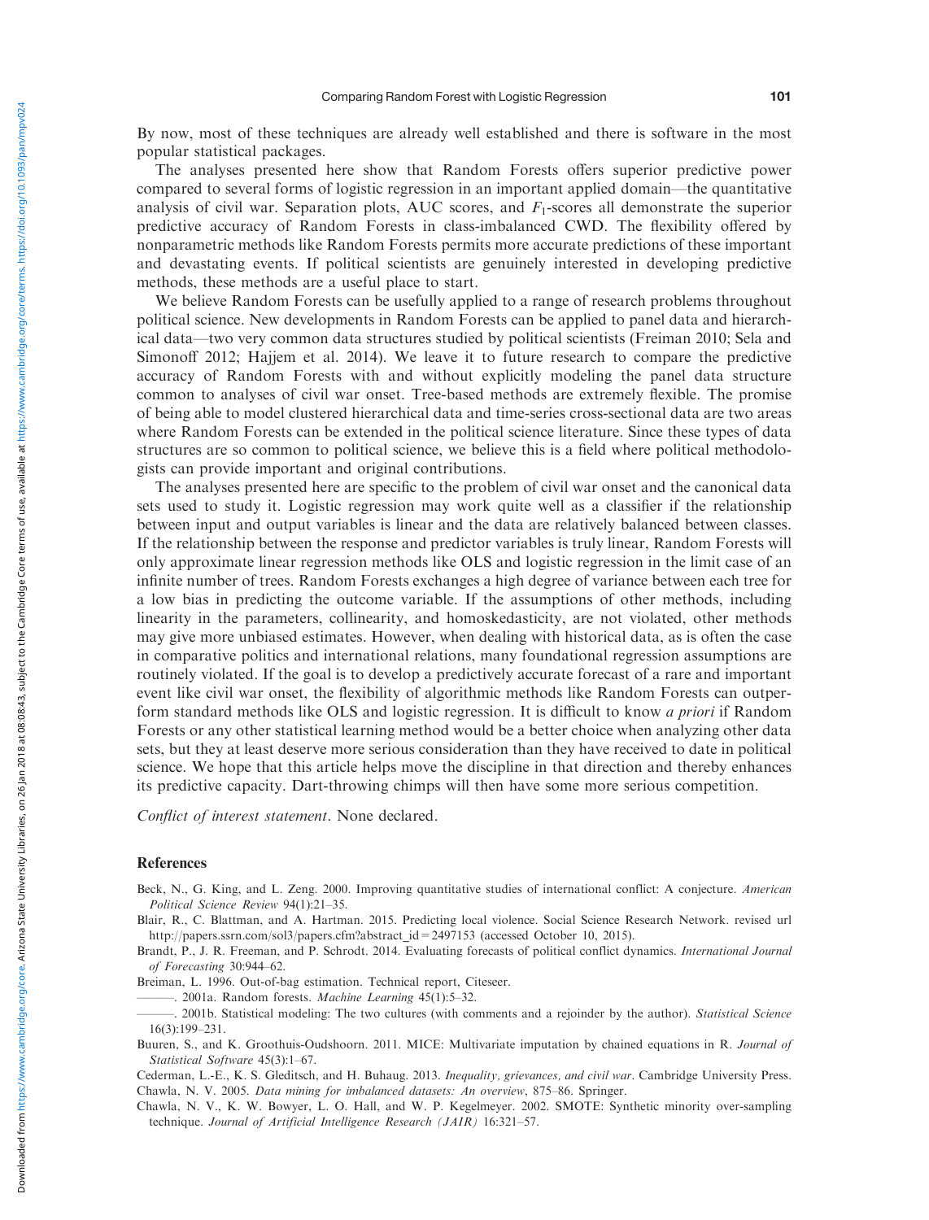By now, most of these techniques are already well established and there is software in the most popular statistical packages.

The analyses presented here show that Random Forests offers superior predictive power compared to several forms of logistic regression in an important applied domain—the quantitative analysis of civil war. Separation plots, AUC scores, and $F_1$-scores all demonstrate the superior predictive accuracy of Random Forests in class-imbalanced CWD. The flexibility offered by nonparametric methods like Random Forests permits more accurate predictions of these important and devastating events. If political scientists are genuinely interested in developing predictive methods, these methods are a useful place to start.

We believe Random Forests can be usefully applied to a range of research problems throughout political science. New developments in Random Forests can be applied to panel data and hierarchical data—two very common data structures studied by political scientists (Freiman 2010; Sela and Simonoff 2012; Hajjem et al. 2014). We leave it to future research to compare the predictive accuracy of Random Forests with and without explicitly modeling the panel data structure common to analyses of civil war onset. Tree-based methods are extremely flexible. The promise of being able to model clustered hierarchical data and time-series cross-sectional data are two areas where Random Forests can be extended in the political science literature. Since these types of data structures are so common to political science, we believe this is a field where political methodologists can provide important and original contributions.

The analyses presented here are specific to the problem of civil war onset and the canonical data sets used to study it. Logistic regression may work quite well as a classifier if the relationship between input and output variables is linear and the data are relatively balanced between classes. If the relationship between the response and predictor variables is truly linear, Random Forests will only approximate linear regression methods like OLS and logistic regression in the limit case of an infinite number of trees. Random Forests exchanges a high degree of variance between each tree for a low bias in predicting the outcome variable. If the assumptions of other methods, including linearity in the parameters, collinearity, and homoskedasticity, are not violated, other methods may give more unbiased estimates. However, when dealing with historical data, as is often the case in comparative politics and international relations, many foundational regression assumptions are routinely violated. If the goal is to develop a predictively accurate forecast of a rare and important event like civil war onset, the flexibility of algorithmic methods like Random Forests can outperform standard methods like OLS and logistic regression. It is difficult to know *a priori* if Random Forests or any other statistical learning method would be a better choice when analyzing other data sets, but they at least deserve more serious consideration than they have received to date in political science. We hope that this article helps move the discipline in that direction and thereby enhances its predictive capacity. Dart-throwing chimps will then have some more serious competition.

*Conflict of interest statement*. None declared.

## References

Beck, N., G. King, and L. Zeng. 2000. Improving quantitative studies of international conflict: A conjecture. *American Political Science Review* 94(1):21–35.

Blair, R., C. Blattman, and A. Hartman. 2015. Predicting local violence. Social Science Research Network. revised url http://papers.ssrn.com/sol3/papers.cfm?abstract_id=2497153 (accessed October 10, 2015).

Brandt, P., J. R. Freeman, and P. Schrodt. 2014. Evaluating forecasts of political conflict dynamics. *International Journal of Forecasting* 30:944–62.

Breiman, L. 1996. Out-of-bag estimation. Technical report, Citeseer.

———. 2001a. Random forests. *Machine Learning* 45(1):5–32.

———. 2001b. Statistical modeling: The two cultures (with comments and a rejoinder by the author). *Statistical Science* 16(3):199–231.

Buuren, S., and K. Groothuis-Oudshoorn. 2011. MICE: Multivariate imputation by chained equations in R. *Journal of Statistical Software* 45(3):1–67.

Cederman, L.-E., K. S. Gleditsch, and H. Buhaug. 2013. *Inequality, grievances, and civil war*. Cambridge University Press.

Chawla, N. V. 2005. *Data mining for imbalanced datasets: An overview*, 875–86. Springer.

Chawla, N. V., K. W. Bowyer, L. O. Hall, and W. P. Kegelmeyer. 2002. SMOTE: Synthetic minority over-sampling technique. *Journal of Artificial Intelligence Research (JAIR)* 16:321–57.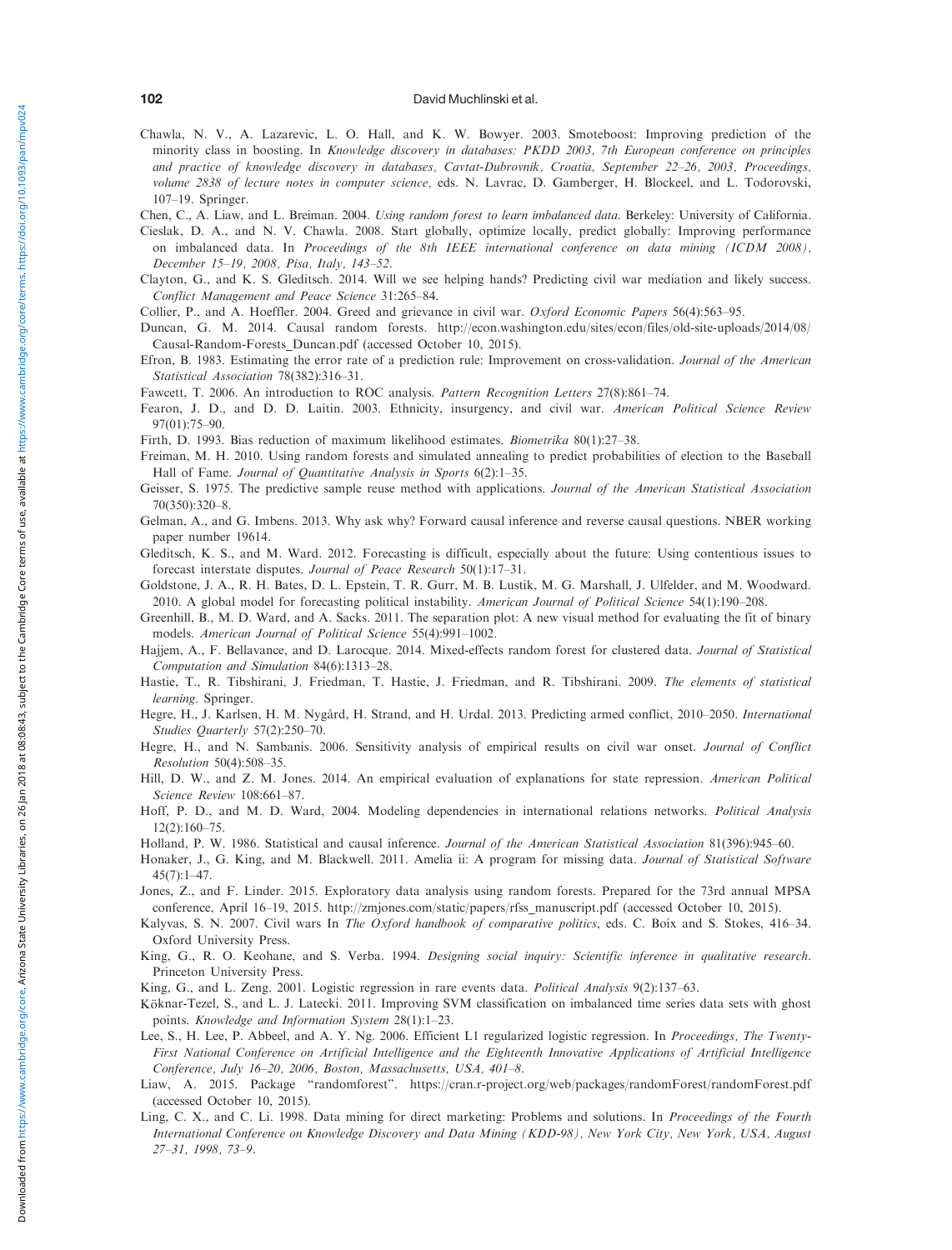Chawla, N. V., A. Lazarevic, L. O. Hall, and K. W. Bowyer. 2003. Smoteboost: Improving prediction of the minority class in boosting. In *Knowledge discovery in databases: PKDD 2003, 7th European conference on principles and practice of knowledge discovery in databases, Cavtat-Dubrovnik, Croatia, September 22–26, 2003, Proceedings, volume 2838 of lecture notes in computer science,* eds. N. Lavrac, D. Gamberger, H. Blockeel, and L. Todorovski, 107–19. Springer.

Chen, C., A. Liaw, and L. Breiman. 2004. *Using random forest to learn imbalanced data.* Berkeley: University of California.

Cieslak, D. A., and N. V. Chawla. 2008. Start globally, optimize locally, predict globally: Improving performance on imbalanced data. In *Proceedings of the 8th IEEE international conference on data mining (ICDM 2008), December 15–19, 2008, Pisa, Italy, 143–52.*

Clayton, G., and K. S. Gleditsch. 2014. Will we see helping hands? Predicting civil war mediation and likely success. *Conflict Management and Peace Science* 31:265–84.

Collier, P., and A. Hoeffler. 2004. Greed and grievance in civil war. *Oxford Economic Papers* 56(4):563–95.

Duncan, G. M. 2014. Causal random forests. http://econ.washington.edu/sites/econ/files/old-site-uploads/2014/08/Causal-Random-Forests_Duncan.pdf (accessed October 10, 2015).

Efron, B. 1983. Estimating the error rate of a prediction rule: Improvement on cross-validation. *Journal of the American Statistical Association* 78(382):316–31.

Fawcett, T. 2006. An introduction to ROC analysis. *Pattern Recognition Letters* 27(8):861–74.

Fearon, J. D., and D. D. Laitin. 2003. Ethnicity, insurgency, and civil war. *American Political Science Review* 97(01):75–90.

Firth, D. 1993. Bias reduction of maximum likelihood estimates. *Biometrika* 80(1):27–38.

Freiman, M. H. 2010. Using random forests and simulated annealing to predict probabilities of election to the Baseball Hall of Fame. *Journal of Quantitative Analysis in Sports* 6(2):1–35.

Geisser, S. 1975. The predictive sample reuse method with applications. *Journal of the American Statistical Association* 70(350):320–8.

Gelman, A., and G. Imbens. 2013. Why ask why? Forward causal inference and reverse causal questions. NBER working paper number 19614.

Gleditsch, K. S., and M. Ward. 2012. Forecasting is difficult, especially about the future: Using contentious issues to forecast interstate disputes. *Journal of Peace Research* 50(1):17–31.

Goldstone, J. A., R. H. Bates, D. L. Epstein, T. R. Gurr, M. B. Lustik, M. G. Marshall, J. Ulfelder, and M. Woodward. 2010. A global model for forecasting political instability. *American Journal of Political Science* 54(1):190–208.

Greenhill, B., M. D. Ward, and A. Sacks. 2011. The separation plot: A new visual method for evaluating the fit of binary models. *American Journal of Political Science* 55(4):991–1002.

Hajjem, A., F. Bellavance, and D. Larocque. 2014. Mixed-effects random forest for clustered data. *Journal of Statistical Computation and Simulation* 84(6):1313–28.

Hastie, T., R. Tibshirani, J. Friedman, T. Hastie, J. Friedman, and R. Tibshirani. 2009. *The elements of statistical learning*. Springer.

Hegre, H., J. Karlsen, H. M. Nygård, H. Strand, and H. Urdal. 2013. Predicting armed conflict, 2010–2050. *International Studies Quarterly* 57(2):250–70.

Hegre, H., and N. Sambanis. 2006. Sensitivity analysis of empirical results on civil war onset. *Journal of Conflict Resolution* 50(4):508–35.

Hill, D. W., and Z. M. Jones. 2014. An empirical evaluation of explanations for state repression. *American Political Science Review* 108:661–87.

Hoff, P. D., and M. D. Ward, 2004. Modeling dependencies in international relations networks. *Political Analysis* 12(2):160–75.

Holland, P. W. 1986. Statistical and causal inference. *Journal of the American Statistical Association* 81(396):945–60.

Honaker, J., G. King, and M. Blackwell. 2011. Amelia ii: A program for missing data. *Journal of Statistical Software* 45(7):1–47.

Jones, Z., and F. Linder. 2015. Exploratory data analysis using random forests. Prepared for the 73rd annual MPSA conference, April 16–19, 2015. http://zmjones.com/static/papers/rfss_manuscript.pdf (accessed October 10, 2015).

Kalyvas, S. N. 2007. Civil wars In *The Oxford handbook of comparative politics*, eds. C. Boix and S. Stokes, 416–34. Oxford University Press.

King, G., R. O. Keohane, and S. Verba. 1994. *Designing social inquiry: Scientific inference in qualitative research*. Princeton University Press.

King, G., and L. Zeng. 2001. Logistic regression in rare events data. *Political Analysis* 9(2):137–63.

Köknar-Tezel, S., and L. J. Latecki. 2011. Improving SVM classification on imbalanced time series data sets with ghost points. *Knowledge and Information System* 28(1):1–23.

Lee, S., H. Lee, P. Abbeel, and A. Y. Ng. 2006. Efficient L1 regularized logistic regression. In *Proceedings, The Twenty-First National Conference on Artificial Intelligence and the Eighteenth Innovative Applications of Artificial Intelligence Conference, July 16–20, 2006, Boston, Massachusetts, USA, 401–8*.

Liaw, A. 2015. Package "randomforest". https://cran.r-project.org/web/packages/randomForest/randomForest.pdf (accessed October 10, 2015).

Ling, C. X., and C. Li. 1998. Data mining for direct marketing: Problems and solutions. In *Proceedings of the Fourth International Conference on Knowledge Discovery and Data Mining (KDD-98), New York City, New York, USA, August 27–31, 1998, 73–9*.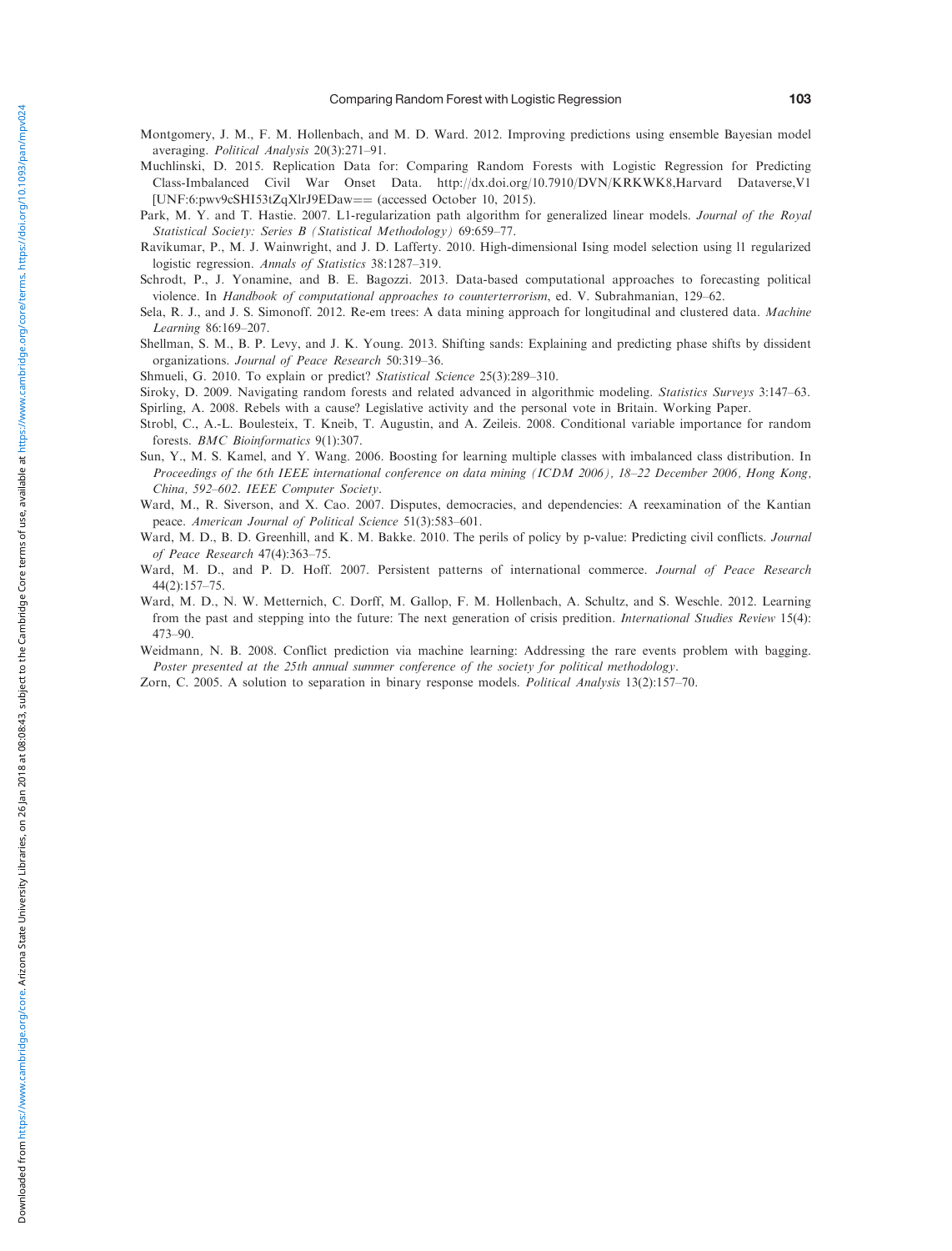Montgomery, J. M., F. M. Hollenbach, and M. D. Ward. 2012. Improving predictions using ensemble Bayesian model averaging. *Political Analysis* 20(3):271–91.

Muchlinski, D. 2015. Replication Data for: Comparing Random Forests with Logistic Regression for Predicting Class-Imbalanced Civil War Onset Data. http://dx.doi.org/10.7910/DVN/KRKWK8,Harvard Dataverse,V1 [UNF:6:pwv9cSHI53tZqXlrJ9EDaw== (accessed October 10, 2015).

Park, M. Y. and T. Hastie. 2007. L1-regularization path algorithm for generalized linear models. *Journal of the Royal Statistical Society: Series B (Statistical Methodology)* 69:659–77.

Ravikumar, P., M. J. Wainwright, and J. D. Lafferty. 2010. High-dimensional Ising model selection using l1 regularized logistic regression. *Annals of Statistics* 38:1287–319.

Schrodt, P., J. Yonamine, and B. E. Bagozzi. 2013. Data-based computational approaches to forecasting political violence. In *Handbook of computational approaches to counterterrorism*, ed. V. Subrahmanian, 129–62.

Sela, R. J., and J. S. Simonoff. 2012. Re-em trees: A data mining approach for longitudinal and clustered data. *Machine Learning* 86:169–207.

Shellman, S. M., B. P. Levy, and J. K. Young. 2013. Shifting sands: Explaining and predicting phase shifts by dissident organizations. *Journal of Peace Research* 50:319–36.

Shmueli, G. 2010. To explain or predict? *Statistical Science* 25(3):289–310.

Siroky, D. 2009. Navigating random forests and related advanced in algorithmic modeling. *Statistics Surveys* 3:147–63.

Spirling, A. 2008. Rebels with a cause? Legislative activity and the personal vote in Britain. Working Paper.

Strobl, C., A.-L. Boulesteix, T. Kneib, T. Augustin, and A. Zeileis. 2008. Conditional variable importance for random forests. *BMC Bioinformatics* 9(1):307.

Sun, Y., M. S. Kamel, and Y. Wang. 2006. Boosting for learning multiple classes with imbalanced class distribution. In *Proceedings of the 6th IEEE international conference on data mining (ICDM 2006), 18–22 December 2006, Hong Kong, China, 592–602. IEEE Computer Society*.

Ward, M., R. Siverson, and X. Cao. 2007. Disputes, democracies, and dependencies: A reexamination of the Kantian peace. *American Journal of Political Science* 51(3):583–601.

Ward, M. D., B. D. Greenhill, and K. M. Bakke. 2010. The perils of policy by p-value: Predicting civil conflicts. *Journal of Peace Research* 47(4):363–75.

Ward, M. D., and P. D. Hoff. 2007. Persistent patterns of international commerce. *Journal of Peace Research* 44(2):157–75.

Ward, M. D., N. W. Metternich, C. Dorff, M. Gallop, F. M. Hollenbach, A. Schultz, and S. Weschle. 2012. Learning from the past and stepping into the future: The next generation of crisis predition. *International Studies Review* 15(4): 473–90.

Weidmann, N. B. 2008. Conflict prediction via machine learning: Addressing the rare events problem with bagging. *Poster presented at the 25th annual summer conference of the society for political methodology*.

Zorn, C. 2005. A solution to separation in binary response models. *Political Analysis* 13(2):157–70.